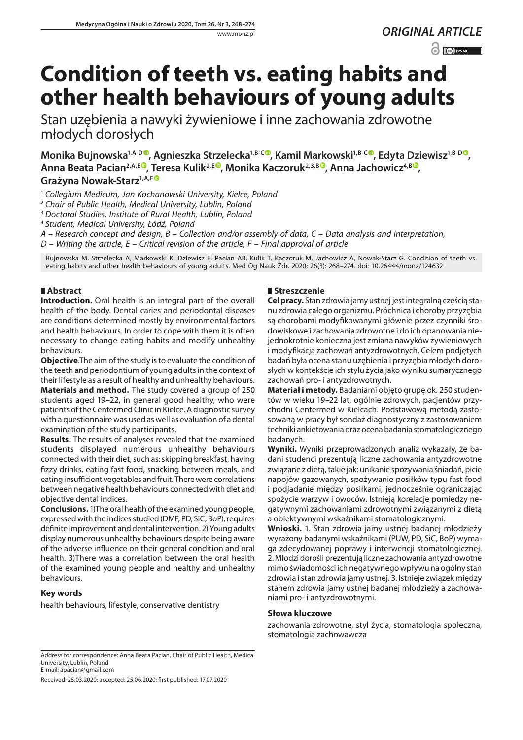ORIGINAL ARTICLE

# Condition of teeth vs. eating habits and other health behaviours of young adults

Stan uzębienia a nawyki żywieniowe i inne zachowania zdrowotne młodych dorosłych

**Monika Bujnowska[1,A-D], Agnieszka Strzelecka[1,B-C], Kamil Markowski[1,B-C], Edyta Dziewisz[1,B-D], Anna Beata Pacian[2,A,E], Teresa Kulik[2,E], Monika Kaczoruk[2,3,B], Anna Jachowicz[4,B], Grażyna Nowak-Starz[1,A,F]**

[1] *Collegium Medicum, Jan Kochanowski University, Kielce, Poland*
[2] *Chair of Public Health, Medical University, Lublin, Poland*
[3] *Doctoral Studies, Institute of Rural Health, Lublin, Poland*
[4] *Student, Medical University, Łódź, Poland*

*A – Research concept and design, B – Collection and/or assembly of data, C – Data analysis and interpretation, D – Writing the article, E – Critical revision of the article, F – Final approval of article*

Bujnowska M, Strzelecka A, Markowski K, Dziewisz E, Pacian AB, Kulik T, Kaczoruk M, Jachowicz A, Nowak-Starz G. Condition of teeth vs. eating habits and other health behaviours of young adults. Med Og Nauk Zdr. 2020; 26(3): 268–274. doi: 10.26444/monz/124632

## Abstract

**Introduction.** Oral health is an integral part of the overall health of the body. Dental caries and periodontal diseases are conditions determined mostly by environmental factors and health behaviours. In order to cope with them it is often necessary to change eating habits and modify unhealthy behaviours.

**Objective**.The aim of the study is to evaluate the condition of the teeth and periodontium of young adults in the context of their lifestyle as a result of healthy and unhealthy behaviours.

**Materials and method.** The study covered a group of 250 students aged 19–22, in general good healthy, who were patients of the Centermed Clinic in Kielce. A diagnostic survey with a questionnaire was used as well as evaluation of a dental examination of the study participants.

**Results.** The results of analyses revealed that the examined students displayed numerous unhealthy behaviours connected with their diet, such as: skipping breakfast, having fizzy drinks, eating fast food, snacking between meals, and eating insufficient vegetables and fruit. There were correlations between negative health behaviours connected with diet and objective dental indices.

**Conclusions.** 1)The oral health of the examined young people, expressed with the indices studied (DMF, PD, SiC, BoP), requires definite improvement and dental intervention. 2) Young adults display numerous unhealthy behaviours despite being aware of the adverse influence on their general condition and oral health. 3)There was a correlation between the oral health of the examined young people and healthy and unhealthy behaviours.

### Key words

health behaviours, lifestyle, conservative dentistry

## Streszczenie

**Cel pracy.** Stan zdrowia jamy ustnej jest integralną częścią stanu zdrowia całego organizmu. Próchnica i choroby przyzębia są chorobami modyfikowanymi głównie przez czynniki środowiskowe i zachowania zdrowotne i do ich opanowania niejednokrotnie konieczna jest zmiana nawyków żywieniowych i modyfikacja zachowań antyzdrowotnych. Celem podjętych badań była ocena stanu uzębienia i przyzębia młodych dorosłych w kontekście ich stylu życia jako wyniku sumarycznego zachowań pro- i antyzdrowotnych.

**Materiał i metody.** Badaniami objęto grupę ok. 250 studentów w wieku 19–22 lat, ogólnie zdrowych, pacjentów przychodni Centermed w Kielcach. Podstawową metodą zastosowaną w pracy był sondaż diagnostyczny z zastosowaniem techniki ankietowania oraz ocena badania stomatologicznego badanych.

**Wyniki.** Wyniki przeprowadzonych analiz wykazały, że badani studenci prezentują liczne zachowania antyzdrowotne związane z dietą, takie jak: unikanie spożywania śniadań, picie napojów gazowanych, spożywanie posiłków typu fast food i podjadanie między posiłkami, jednocześnie ograniczając spożycie warzyw i owoców. Istnieją korelacje pomiędzy negatywnymi zachowaniami zdrowotnymi związanymi z dietą a obiektywnymi wskaźnikami stomatologicznymi.

**Wnioski.** 1. Stan zdrowia jamy ustnej badanej młodzieży wyrażony badanymi wskaźnikami (PUW, PD, SiC, BoP) wymaga zdecydowanej poprawy i interwencji stomatologicznej. 2. Młodzi dorośli prezentują liczne zachowania antyzdrowotne mimo świadomości ich negatywnego wpływu na ogólny stan zdrowia i stan zdrowia jamy ustnej. 3. Istnieje związek między stanem zdrowia jamy ustnej badanej młodzieży a zachowaniami pro- i antyzdrowotnymi.

### Słowa kluczowe

zachowania zdrowotne, styl życia, stomatologia społeczna, stomatologia zachowawcza

Address for correspondence: Anna Beata Pacian, Chair of Public Health, Medical University, Lublin, Poland
E-mail: apacian@gmail.com

Received: 25.03.2020; accepted: 25.06.2020; first published: 17.07.2020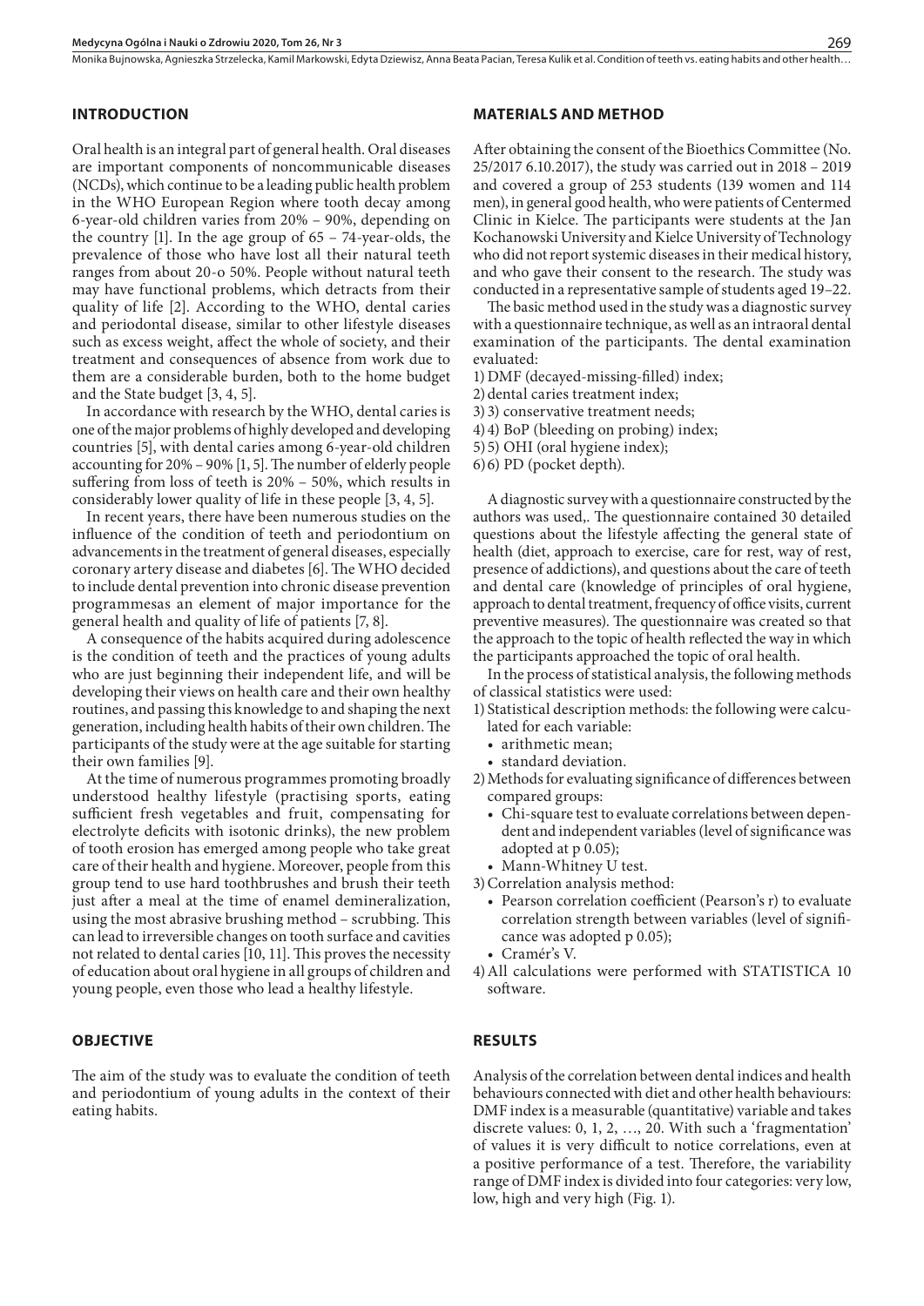## INTRODUCTION

Oral health is an integral part of general health. Oral diseases are important components of noncommunicable diseases (NCDs), which continue to be a leading public health problem in the WHO European Region where tooth decay among 6-year-old children varies from 20% – 90%, depending on the country [1]. In the age group of 65 – 74-year-olds, the prevalence of those who have lost all their natural teeth ranges from about 20-o 50%. People without natural teeth may have functional problems, which detracts from their quality of life [2]. According to the WHO, dental caries and periodontal disease, similar to other lifestyle diseases such as excess weight, affect the whole of society, and their treatment and consequences of absence from work due to them are a considerable burden, both to the home budget and the State budget [3, 4, 5].

In accordance with research by the WHO, dental caries is one of the major problems of highly developed and developing countries [5], with dental caries among 6-year-old children accounting for 20% – 90% [1, 5]. The number of elderly people suffering from loss of teeth is 20% – 50%, which results in considerably lower quality of life in these people [3, 4, 5].

In recent years, there have been numerous studies on the influence of the condition of teeth and periodontium on advancements in the treatment of general diseases, especially coronary artery disease and diabetes [6]. The WHO decided to include dental prevention into chronic disease prevention programmesas an element of major importance for the general health and quality of life of patients [7, 8].

A consequence of the habits acquired during adolescence is the condition of teeth and the practices of young adults who are just beginning their independent life, and will be developing their views on health care and their own healthy routines, and passing this knowledge to and shaping the next generation, including health habits of their own children. The participants of the study were at the age suitable for starting their own families [9].

At the time of numerous programmes promoting broadly understood healthy lifestyle (practising sports, eating sufficient fresh vegetables and fruit, compensating for electrolyte deficits with isotonic drinks), the new problem of tooth erosion has emerged among people who take great care of their health and hygiene. Moreover, people from this group tend to use hard toothbrushes and brush their teeth just after a meal at the time of enamel demineralization, using the most abrasive brushing method – scrubbing. This can lead to irreversible changes on tooth surface and cavities not related to dental caries [10, 11]. This proves the necessity of education about oral hygiene in all groups of children and young people, even those who lead a healthy lifestyle.

## OBJECTIVE

The aim of the study was to evaluate the condition of teeth and periodontium of young adults in the context of their eating habits.

## MATERIALS AND METHOD

After obtaining the consent of the Bioethics Committee (No. 25/2017 6.10.2017), the study was carried out in 2018 – 2019 and covered a group of 253 students (139 women and 114 men), in general good health, who were patients of Centermed Clinic in Kielce. The participants were students at the Jan Kochanowski University and Kielce University of Technology who did not report systemic diseases in their medical history, and who gave their consent to the research. The study was conducted in a representative sample of students aged 19–22.

The basic method used in the study was a diagnostic survey with a questionnaire technique, as well as an intraoral dental examination of the participants. The dental examination evaluated:

1) DMF (decayed-missing-filled) index;
2) dental caries treatment index;
3) 3) conservative treatment needs;
4) 4) BoP (bleeding on probing) index;
5) 5) OHI (oral hygiene index);
6) 6) PD (pocket depth).

A diagnostic survey with a questionnaire constructed by the authors was used,. The questionnaire contained 30 detailed questions about the lifestyle affecting the general state of health (diet, approach to exercise, care for rest, way of rest, presence of addictions), and questions about the care of teeth and dental care (knowledge of principles of oral hygiene, approach to dental treatment, frequency of office visits, current preventive measures). The questionnaire was created so that the approach to the topic of health reflected the way in which the participants approached the topic of oral health.

In the process of statistical analysis, the following methods of classical statistics were used:

1) Statistical description methods: the following were calculated for each variable:
   - arithmetic mean;
   - standard deviation.
2) Methods for evaluating significance of differences between compared groups:
   - Chi-square test to evaluate correlations between dependent and independent variables (level of significance was adopted at p 0.05);
   - Mann-Whitney U test.
3) Correlation analysis method:
   - Pearson correlation coefficient (Pearson's r) to evaluate correlation strength between variables (level of significance was adopted p 0.05);
   - Cramér's V.
4) All calculations were performed with STATISTICA 10 software.

## RESULTS

Analysis of the correlation between dental indices and health behaviours connected with diet and other health behaviours: DMF index is a measurable (quantitative) variable and takes discrete values: 0, 1, 2, …, 20. With such a 'fragmentation' of values it is very difficult to notice correlations, even at a positive performance of a test. Therefore, the variability range of DMF index is divided into four categories: very low, low, high and very high (Fig. 1).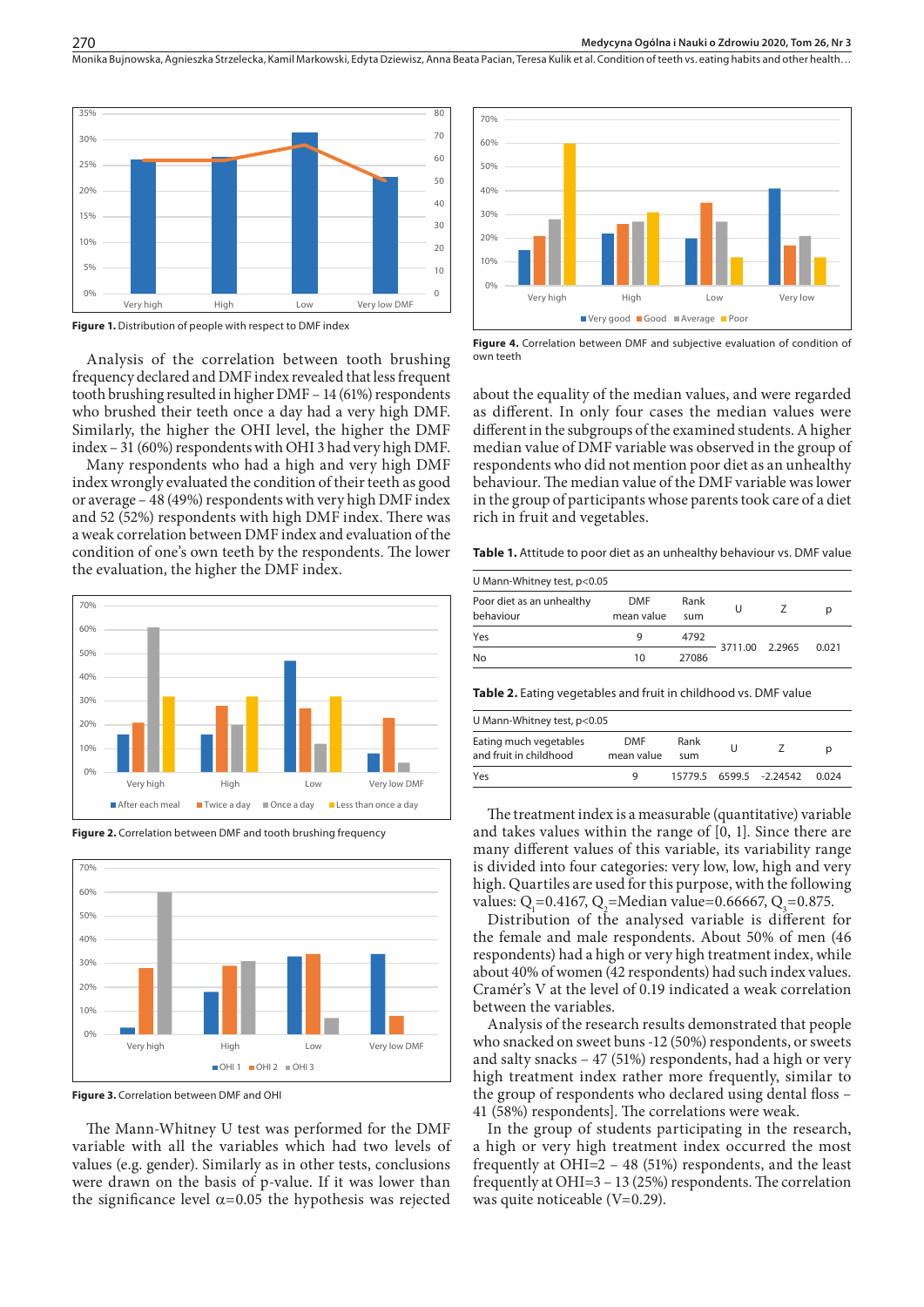Figure 1. Distribution of people with respect to DMF index

Analysis of the correlation between tooth brushing frequency declared and DMF index revealed that less frequent tooth brushing resulted in higher DMF – 14 (61%) respondents who brushed their teeth once a day had a very high DMF. Similarly, the higher the OHI level, the higher the DMF index – 31 (60%) respondents with OHI 3 had very high DMF.

Many respondents who had a high and very high DMF index wrongly evaluated the condition of their teeth as good or average – 48 (49%) respondents with very high DMF index and 52 (52%) respondents with high DMF index. There was a weak correlation between DMF index and evaluation of the condition of one's own teeth by the respondents. The lower the evaluation, the higher the DMF index.

Figure 2. Correlation between DMF and tooth brushing frequency

Figure 3. Correlation between DMF and OHI

The Mann-Whitney U test was performed for the DMF variable with all the variables which had two levels of values (e.g. gender). Similarly as in other tests, conclusions were drawn on the basis of p-value. If it was lower than the significance level $\alpha=0.05$ the hypothesis was rejected about the equality of the median values, and were regarded as different. In only four cases the median values were different in the subgroups of the examined students. A higher median value of DMF variable was observed in the group of respondents who did not mention poor diet as an unhealthy behaviour. The median value of the DMF variable was lower in the group of participants whose parents took care of a diet rich in fruit and vegetables.

Figure 4. Correlation between DMF and subjective evaluation of condition of own teeth

**Table 1.** Attitude to poor diet as an unhealthy behaviour vs. DMF value

U Mann-Whitney test, p<0.05

| Poor diet as an unhealthy behaviour | DMF mean value | Rank sum | U | Z | p |
|---|---|---|---|---|---|
| Yes | 9 | 4792 | 3711.00 | 2.2965 | 0.021 |
| No | 10 | 27086 | | | |

**Table 2.** Eating vegetables and fruit in childhood vs. DMF value

U Mann-Whitney test, p<0.05

| Eating much vegetables and fruit in childhood | DMF mean value | Rank sum | U | Z | p |
|---|---|---|---|---|---|
| Yes | 9 | 15779.5 | 6599.5 | -2.24542 | 0.024 |

The treatment index is a measurable (quantitative) variable and takes values within the range of [0, 1]. Since there are many different values of this variable, its variability range is divided into four categories: very low, low, high and very high. Quartiles are used for this purpose, with the following values: $Q_1=0.4167$, $Q_2$=Median value=0.66667, $Q_3=0.875$.

Distribution of the analysed variable is different for the female and male respondents. About 50% of men (46 respondents) had a high or very high treatment index, while about 40% of women (42 respondents) had such index values. Cramér's V at the level of 0.19 indicated a weak correlation between the variables.

Analysis of the research results demonstrated that people who snacked on sweet buns -12 (50%) respondents, or sweets and salty snacks – 47 (51%) respondents, had a high or very high treatment index rather more frequently, similar to the group of respondents who declared using dental floss – 41 (58%) respondents]. The correlations were weak.

In the group of students participating in the research, a high or very high treatment index occurred the most frequently at OHI=2 – 48 (51%) respondents, and the least frequently at OHI=3 – 13 (25%) respondents. The correlation was quite noticeable (V=0.29).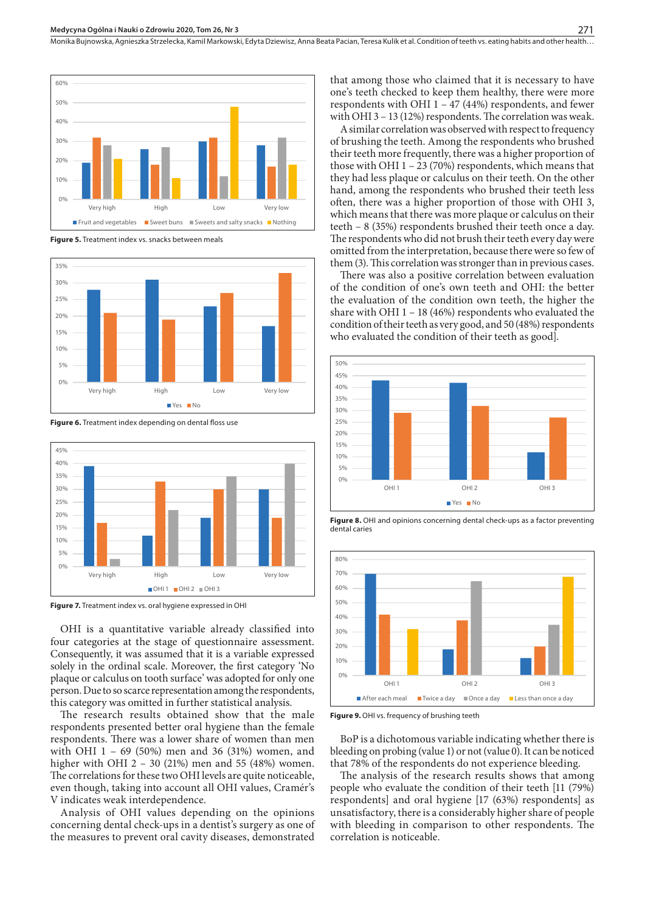Figure 5. Treatment index vs. snacks between meals

Figure 6. Treatment index depending on dental floss use

Figure 7. Treatment index vs. oral hygiene expressed in OHI

OHI is a quantitative variable already classified into four categories at the stage of questionnaire assessment. Consequently, it was assumed that it is a variable expressed solely in the ordinal scale. Moreover, the first category 'No plaque or calculus on tooth surface' was adopted for only one person. Due to so scarce representation among the respondents, this category was omitted in further statistical analysis.

The research results obtained show that the male respondents presented better oral hygiene than the female respondents. There was a lower share of women than men with OHI 1 – 69 (50%) men and 36 (31%) women, and higher with OHI 2 – 30 (21%) men and 55 (48%) women. The correlations for these two OHI levels are quite noticeable, even though, taking into account all OHI values, Cramér's V indicates weak interdependence.

Analysis of OHI values depending on the opinions concerning dental check-ups in a dentist's surgery as one of the measures to prevent oral cavity diseases, demonstrated that among those who claimed that it is necessary to have one's teeth checked to keep them healthy, there were more respondents with OHI 1 – 47 (44%) respondents, and fewer with OHI 3 – 13 (12%) respondents. The correlation was weak.

A similar correlation was observed with respect to frequency of brushing the teeth. Among the respondents who brushed their teeth more frequently, there was a higher proportion of those with OHI 1 – 23 (70%) respondents, which means that they had less plaque or calculus on their teeth. On the other hand, among the respondents who brushed their teeth less often, there was a higher proportion of those with OHI 3, which means that there was more plaque or calculus on their teeth – 8 (35%) respondents brushed their teeth once a day. The respondents who did not brush their teeth every day were omitted from the interpretation, because there were so few of them (3). This correlation was stronger than in previous cases.

There was also a positive correlation between evaluation of the condition of one's own teeth and OHI: the better the evaluation of the condition own teeth, the higher the share with OHI 1 – 18 (46%) respondents who evaluated the condition of their teeth as very good, and 50 (48%) respondents who evaluated the condition of their teeth as good].

Figure 8. OHI and opinions concerning dental check-ups as a factor preventing dental caries

Figure 9. OHI vs. frequency of brushing teeth

BoP is a dichotomous variable indicating whether there is bleeding on probing (value 1) or not (value 0). It can be noticed that 78% of the respondents do not experience bleeding.

The analysis of the research results shows that among people who evaluate the condition of their teeth [11 (79%) respondents] and oral hygiene [17 (63%) respondents] as unsatisfactory, there is a considerably higher share of people with bleeding in comparison to other respondents. The correlation is noticeable.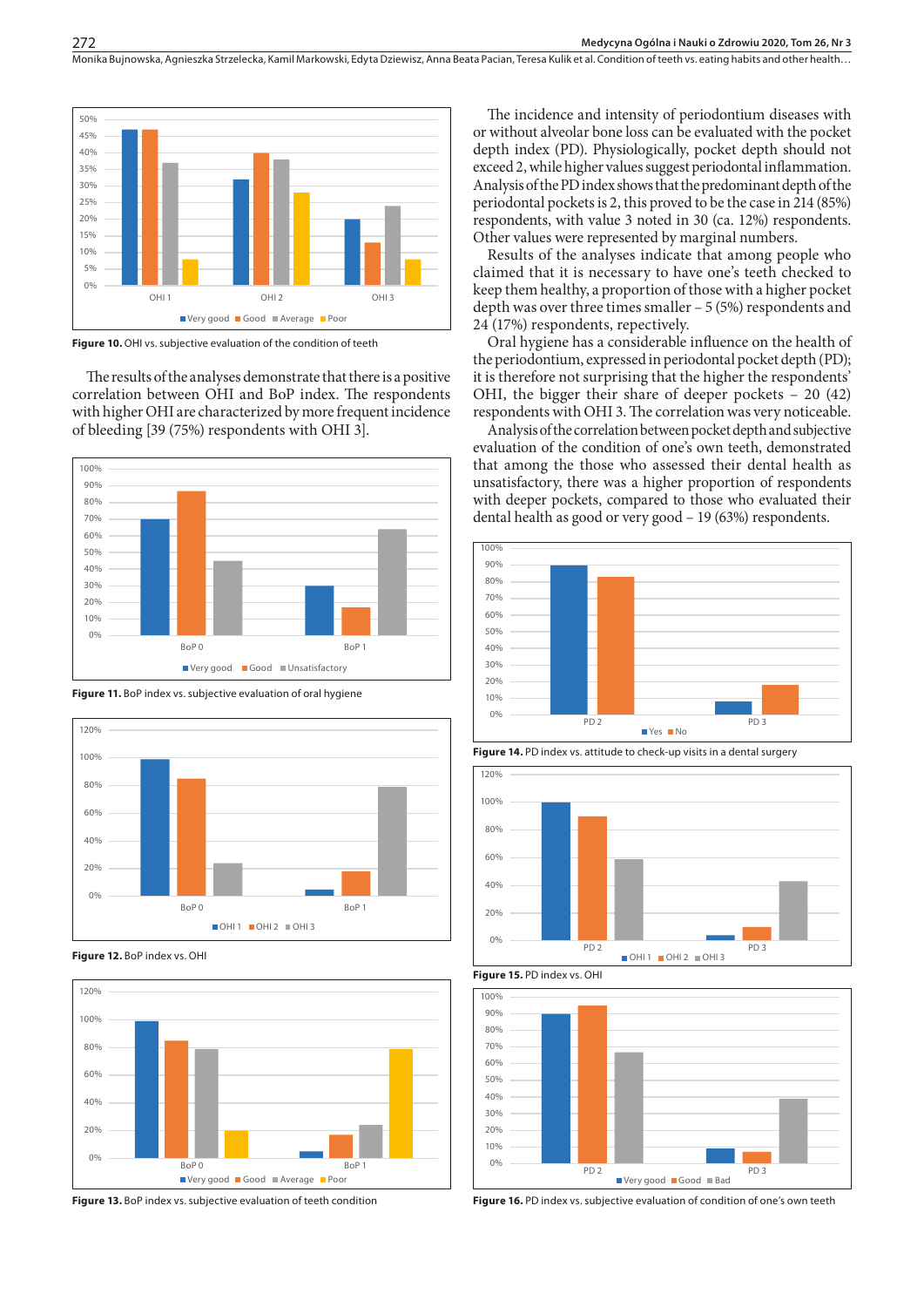Figure 10. OHI vs. subjective evaluation of the condition of teeth

The results of the analyses demonstrate that there is a positive correlation between OHI and BoP index. The respondents with higher OHI are characterized by more frequent incidence of bleeding [39 (75%) respondents with OHI 3].

Figure 11. BoP index vs. subjective evaluation of oral hygiene

Figure 12. BoP index vs. OHI

Figure 13. BoP index vs. subjective evaluation of teeth condition

The incidence and intensity of periodontium diseases with or without alveolar bone loss can be evaluated with the pocket depth index (PD). Physiologically, pocket depth should not exceed 2, while higher values suggest periodontal inflammation. Analysis of the PD index shows that the predominant depth of the periodontal pockets is 2, this proved to be the case in 214 (85%) respondents, with value 3 noted in 30 (ca. 12%) respondents. Other values were represented by marginal numbers.

Results of the analyses indicate that among people who claimed that it is necessary to have one's teeth checked to keep them healthy, a proportion of those with a higher pocket depth was over three times smaller – 5 (5%) respondents and 24 (17%) respondents, repectively.

Oral hygiene has a considerable influence on the health of the periodontium, expressed in periodontal pocket depth (PD); it is therefore not surprising that the higher the respondents' OHI, the bigger their share of deeper pockets – 20 (42) respondents with OHI 3. The correlation was very noticeable.

Analysis of the correlation between pocket depth and subjective evaluation of the condition of one's own teeth, demonstrated that among the those who assessed their dental health as unsatisfactory, there was a higher proportion of respondents with deeper pockets, compared to those who evaluated their dental health as good or very good – 19 (63%) respondents.

Figure 14. PD index vs. attitude to check-up visits in a dental surgery

Figure 15. PD index vs. OHI

Figure 16. PD index vs. subjective evaluation of condition of one's own teeth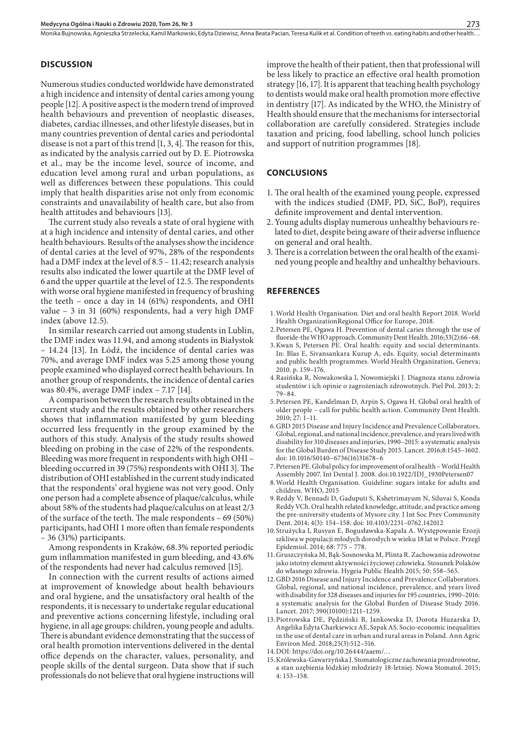## DISCUSSION

Numerous studies conducted worldwide have demonstrated a high incidence and intensity of dental caries among young people [12]. A positive aspect is the modern trend of improved health behaviours and prevention of neoplastic diseases, diabetes, cardiac illnesses, and other lifestyle diseases, but in many countries prevention of dental caries and periodontal disease is not a part of this trend [1, 3, 4]. The reason for this, as indicated by the analysis carried out by D. E. Piotrowska et al., may be the income level, source of income, and education level among rural and urban populations, as well as differences between these populations. This could imply that health disparities arise not only from economic constraints and unavailability of health care, but also from health attitudes and behaviours [13].

The current study also reveals a state of oral hygiene with at a high incidence and intensity of dental caries, and other health behaviours. Results of the analyses show the incidence of dental caries at the level of 97%, 28% of the respondents had a DMF index at the level of 8.5 – 11.42; research analysis results also indicated the lower quartile at the DMF level of 6 and the upper quartile at the level of 12.5. The respondents with worse oral hygiene manifested in frequency of brushing the teeth – once a day in 14 (61%) respondents, and OHI value – 3 in 31 (60%) respondents, had a very high DMF index (above 12.5).

In similar research carried out among students in Lublin, the DMF index was 11.94, and among students in Białystok – 14.24 [13]. In Łódź, the incidence of dental caries was 70%, and average DMF index was 5.25 among those young people examined who displayed correct health behaviours. In another group of respondents, the incidence of dental caries was 80.4%, average DMF index – 7.17 [14].

A comparison between the research results obtained in the current study and the results obtained by other researchers shows that inflammation manifested by gum bleeding occurred less frequently in the group examined by the authors of this study. Analysis of the study results showed bleeding on probing in the case of 22% of the respondents. Bleeding was more frequent in respondents with high OHI – bleeding occurred in 39 (75%) respondents with OHI 3]. The distribution of OHI established in the current study indicated that the respondents' oral hygiene was not very good. Only one person had a complete absence of plaque/calculus, while about 58% of the students had plaque/calculus on at least 2/3 of the surface of the teeth. The male respondents – 69 (50%) participants, had OHI 1 more often than female respondents – 36 (31%) participants.

Among respondents in Kraków, 68.3% reported periodic gum inflammation manifested in gum bleeding, and 43.6% of the respondents had had never had calculus removed [15].

In connection with the current results of actions aimed at improvement of knowledge about health behaviours and oral hygiene, and the unsatisfactory oral health of the respondents, it is necessary to undertake regular educational and preventive actions concerning lifestyle, including oral hygiene, in all age groups: children, young people and adults. There is abundant evidence demonstrating that the success of oral health promotion interventions delivered in the dental office depends on the character, values, personality, and people skills of the dental surgeon. Data show that if such professionals do not believe that oral hygiene instructions will improve the health of their patient, then that professional will be less likely to practice an effective oral health promotion strategy [16, 17]. It is apparent that teaching health psychology to dentists would make oral health promotion more effective in dentistry [17]. As indicated by the WHO, the Ministry of Health should ensure that the mechanisms for intersectorial collaboration are carefully considered. Strategies include taxation and pricing, food labelling, school lunch policies and support of nutrition programmes [18].

## CONCLUSIONS

1. The oral health of the examined young people, expressed with the indices studied (DMF, PD, SiC, BoP), requires definite improvement and dental intervention.
2. Young adults display numerous unhealthy behaviours related to diet, despite being aware of their adverse influence on general and oral health.
3. There is a correlation between the oral health of the examined young people and healthy and unhealthy behaviours.

## REFERENCES

1. World Health Organisation. Diet and oral health Report 2018. World Health OrganizationRegional Office for Europe, 2018.
2. Petersen PE, Ogawa H. Prevention of dental caries through the use of fluoride-the WHO approach. Community Dent Health. 2016;33(2):66–68.
3. Kwan S, Petersen PE. Oral health: equity and social determinants. In: Blas E, Sivansankara Kurup A, eds. Equity, social determinants and public health programmes. World Health Organization, Geneva; 2010. p. 159–176.
4. Rasińska R, Nowakowska I, Nowomiejski J. Diagnoza stanu zdrowia studentów i ich opinie o zagrożeniach zdrowotnych. Piel Pol. 2013; 2: 79–84.
5. Petersen PE, Kandelman D, Arpin S, Ogawa H. Global oral health of older people – call for public health action. Community Dent Health. 2010; 27: 1–11.
6. GBD 2015 Disease and Injury Incidence and Prevalence Collaborators. Global, regional, and national incidence, prevalence, and years lived with disability for 310 diseases and injuries, 1990–2015: a systematic analysis for the Global Burden of Disease Study 2015. Lancet. 2016;8:1545–1602. doi: 10.1016/S0140–6736(16)31678–6
7. Petersen PE. Global policy for improvement of oral health – World Health Assembly 2007. Int Dental J. 2008. doi:10.1922/IDJ_1930Petersen07
8. World Health Organisation. Guideline: sugars intake for adults and children. WHO, 2015
9. Reddy V, Bennadi D, Gaduputi S, Kshetrimayum N, Siluvai S, Konda Reddy VCh. Oral health related knowledge, attitude, and practice among the pre-university students of Mysore city. J Int Soc Prev Community Dent. 2014; 4(3): 154–158. doi: 10.4103/2231–0762.142012
10. Strużycka I, Rusyan E, Bogusławska-Kapała A. Występowanie Erozji szkliwa w populacji młodych dorosłych w wieku 18 lat w Polsce. Przegl Epidemiol. 2014; 68: 775 – 778.
11. Gruszczyńska M, Bąk-Sosnowska M, Plinta R. Zachowania zdrowotne jako istotny element aktywności życiowej człowieka. Stosunek Polaków do własnego zdrowia. Hygeia Public Health 2015; 50: 558–565.
12. GBD 2016 Disease and Injury Incidence and Prevalence Collaborators. Global, regional, and national incidence, prevalence, and years lived with disability for 328 diseases and injuries for 195 countries, 1990–2016: a systematic analysis for the Global Burden of Disease Study 2016. Lancet. 2017; 390(10100):1211–1259.
13. Piotrowska DE, Pędziński B, Jankowska D, Dorota Huzarska D, Angelika Edyta Charkiewicz AE, Szpak AS. Socio-economic inequalities in the use of dental care in urban and rural areas in Poland. Ann Agric Environ Med. 2018;25(3):512–516.
14. DOI: https://doi.org/10.26444/aaem/…
15. Królewska-Gawarzyńska J. Stomatologiczne zachowania prozdrowotne, a stan uzębienia łódzkiej młodzieży 18-letniej. Nowa Stomatol. 2015; 4: 153–158.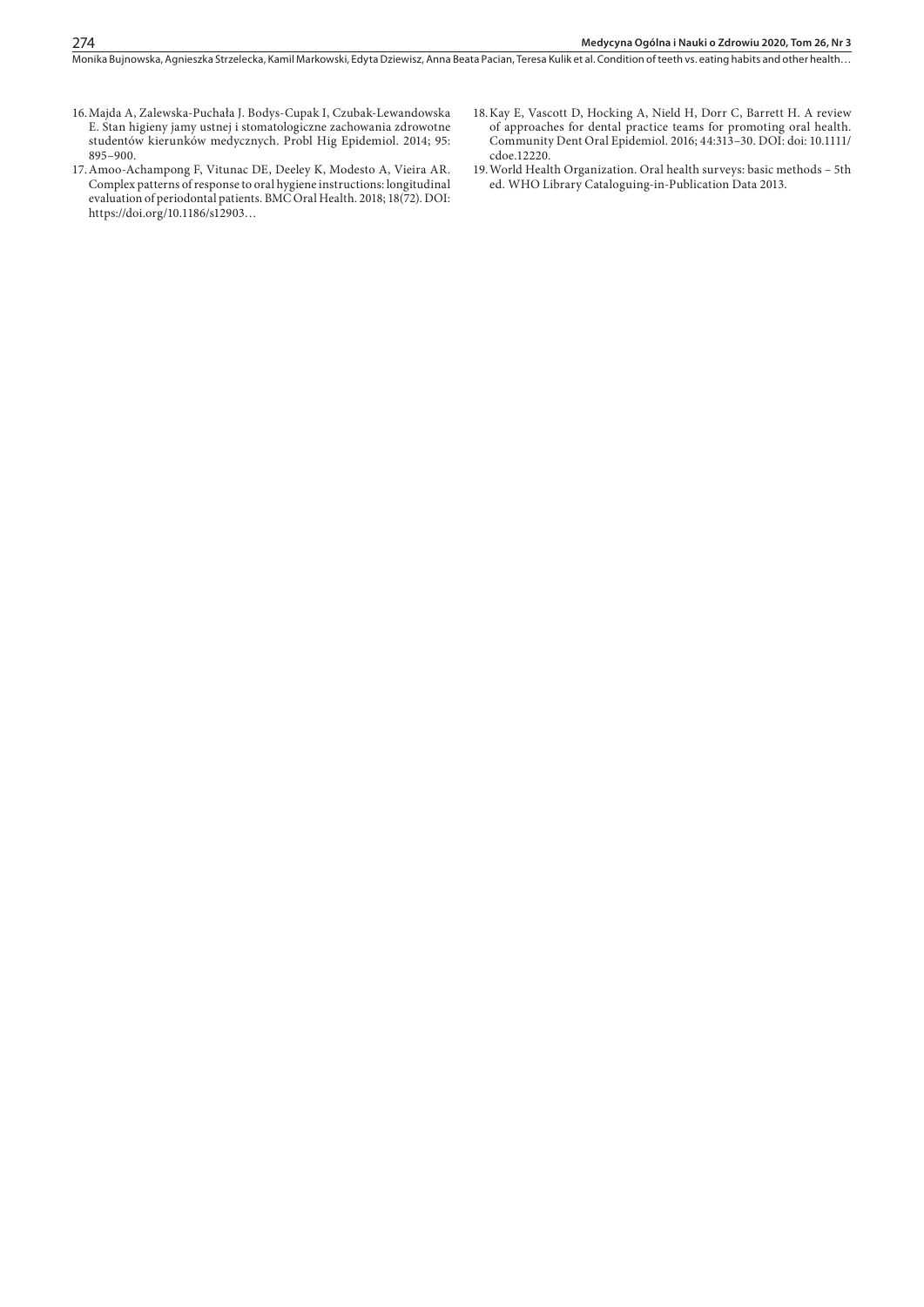16. Majda A, Zalewska-Puchała J. Bodys-Cupak I, Czubak-Lewandowska E. Stan higieny jamy ustnej i stomatologiczne zachowania zdrowotne studentów kierunków medycznych. Probl Hig Epidemiol. 2014; 95: 895–900.
17. Amoo-Achampong F, Vitunac DE, Deeley K, Modesto A, Vieira AR. Complex patterns of response to oral hygiene instructions: longitudinal evaluation of periodontal patients. BMC Oral Health. 2018; 18(72). DOI: https://doi.org/10.1186/s12903…
18. Kay E, Vascott D, Hocking A, Nield H, Dorr C, Barrett H. A review of approaches for dental practice teams for promoting oral health. Community Dent Oral Epidemiol. 2016; 44:313–30. DOI: doi: 10.1111/cdoe.12220.
19. World Health Organization. Oral health surveys: basic methods – 5th ed. WHO Library Cataloguing-in-Publication Data 2013.